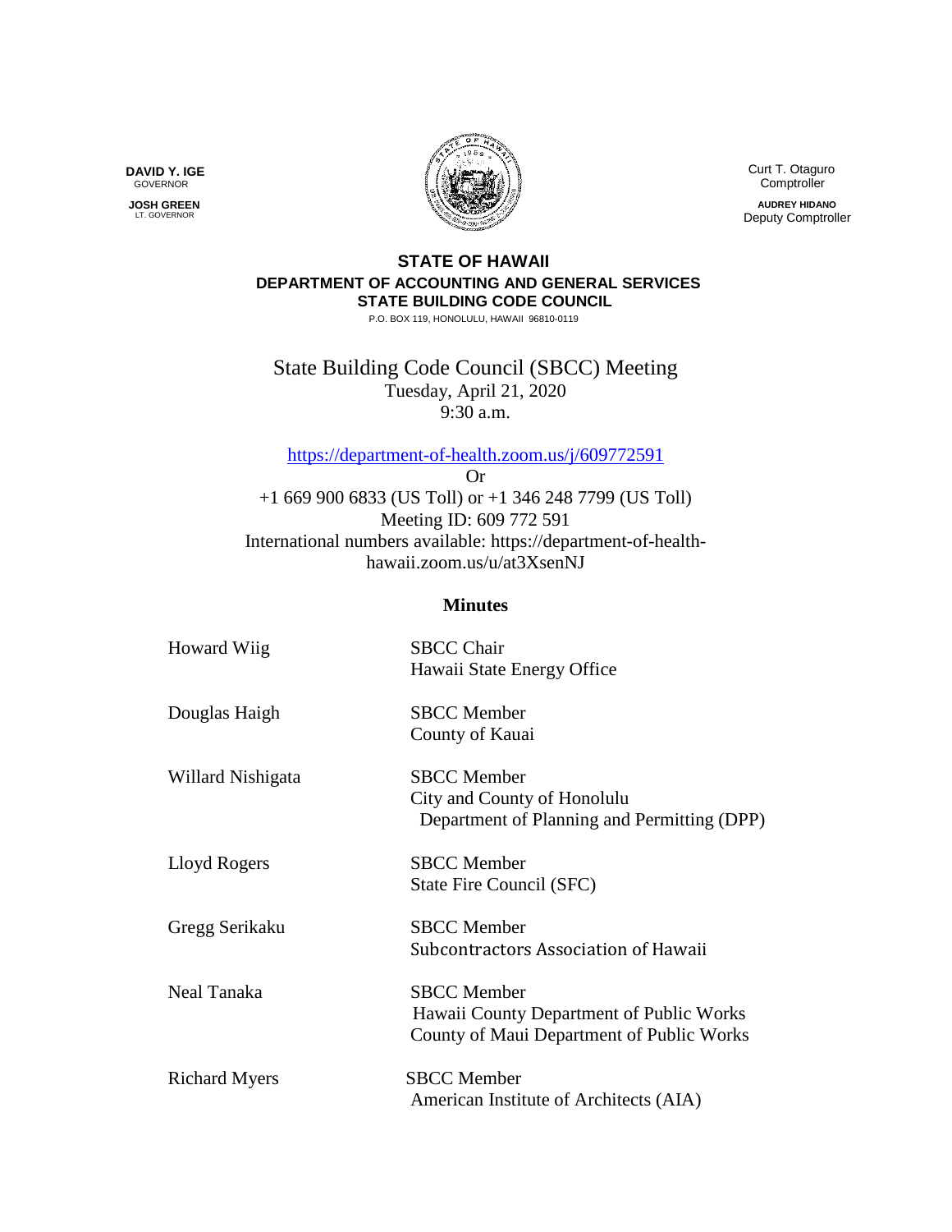**DAVID Y. IGE**
GOVERNOR

**JOSH GREEN**
LT. GOVERNOR

Curt T. Otaguro
Comptroller

**AUDREY HIDANO**
Deputy Comptroller

**STATE OF HAWAII**
**DEPARTMENT OF ACCOUNTING AND GENERAL SERVICES**
**STATE BUILDING CODE COUNCIL**
P.O. BOX 119, HONOLULU, HAWAII 96810-0119

# State Building Code Council (SBCC) Meeting

Tuesday, April 21, 2020
9:30 a.m.

https://department-of-health.zoom.us/j/609772591
Or
+1 669 900 6833 (US Toll) or +1 346 248 7799 (US Toll)
Meeting ID: 609 772 591
International numbers available: https://department-of-health-hawaii.zoom.us/u/at3XsenNJ

## Minutes

| | |
|---|---|
| Howard Wiig | SBCC Chair<br>Hawaii State Energy Office |
| Douglas Haigh | SBCC Member<br>County of Kauai |
| Willard Nishigata | SBCC Member<br>City and County of Honolulu<br>Department of Planning and Permitting (DPP) |
| Lloyd Rogers | SBCC Member<br>State Fire Council (SFC) |
| Gregg Serikaku | SBCC Member<br>Subcontractors Association of Hawaii |
| Neal Tanaka | SBCC Member<br>Hawaii County Department of Public Works<br>County of Maui Department of Public Works |
| Richard Myers | SBCC Member<br>American Institute of Architects (AIA) |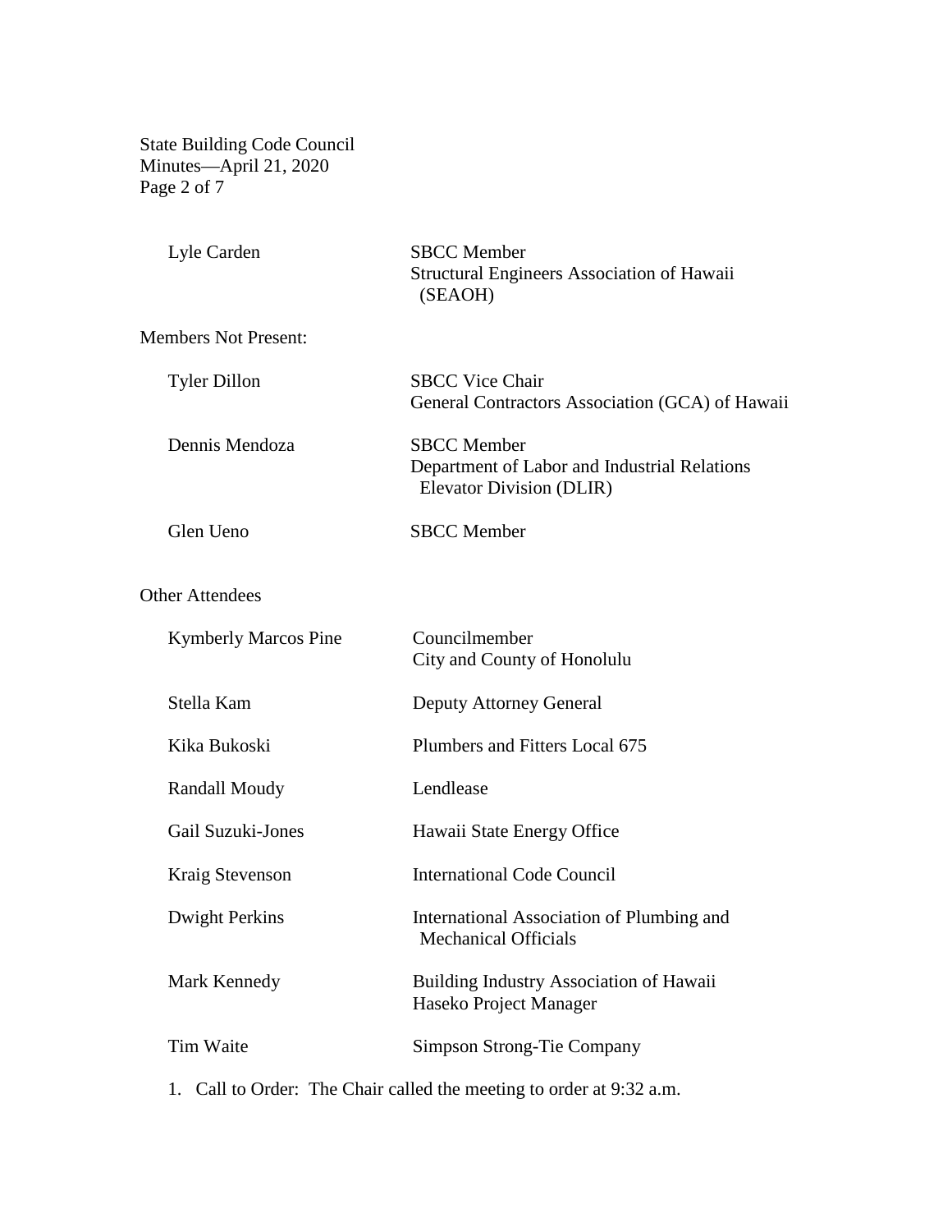| | |
|---|---|
| Lyle Carden | SBCC Member<br>Structural Engineers Association of Hawaii (SEAOH) |

Members Not Present:

| | |
|---|---|
| Tyler Dillon | SBCC Vice Chair<br>General Contractors Association (GCA) of Hawaii |
| Dennis Mendoza | SBCC Member<br>Department of Labor and Industrial Relations Elevator Division (DLIR) |
| Glen Ueno | SBCC Member |

Other Attendees

| | |
|---|---|
| Kymberly Marcos Pine | Councilmember<br>City and County of Honolulu |
| Stella Kam | Deputy Attorney General |
| Kika Bukoski | Plumbers and Fitters Local 675 |
| Randall Moudy | Lendlease |
| Gail Suzuki-Jones | Hawaii State Energy Office |
| Kraig Stevenson | International Code Council |
| Dwight Perkins | International Association of Plumbing and Mechanical Officials |
| Mark Kennedy | Building Industry Association of Hawaii<br>Haseko Project Manager |
| Tim Waite | Simpson Strong-Tie Company |

1. Call to Order: The Chair called the meeting to order at 9:32 a.m.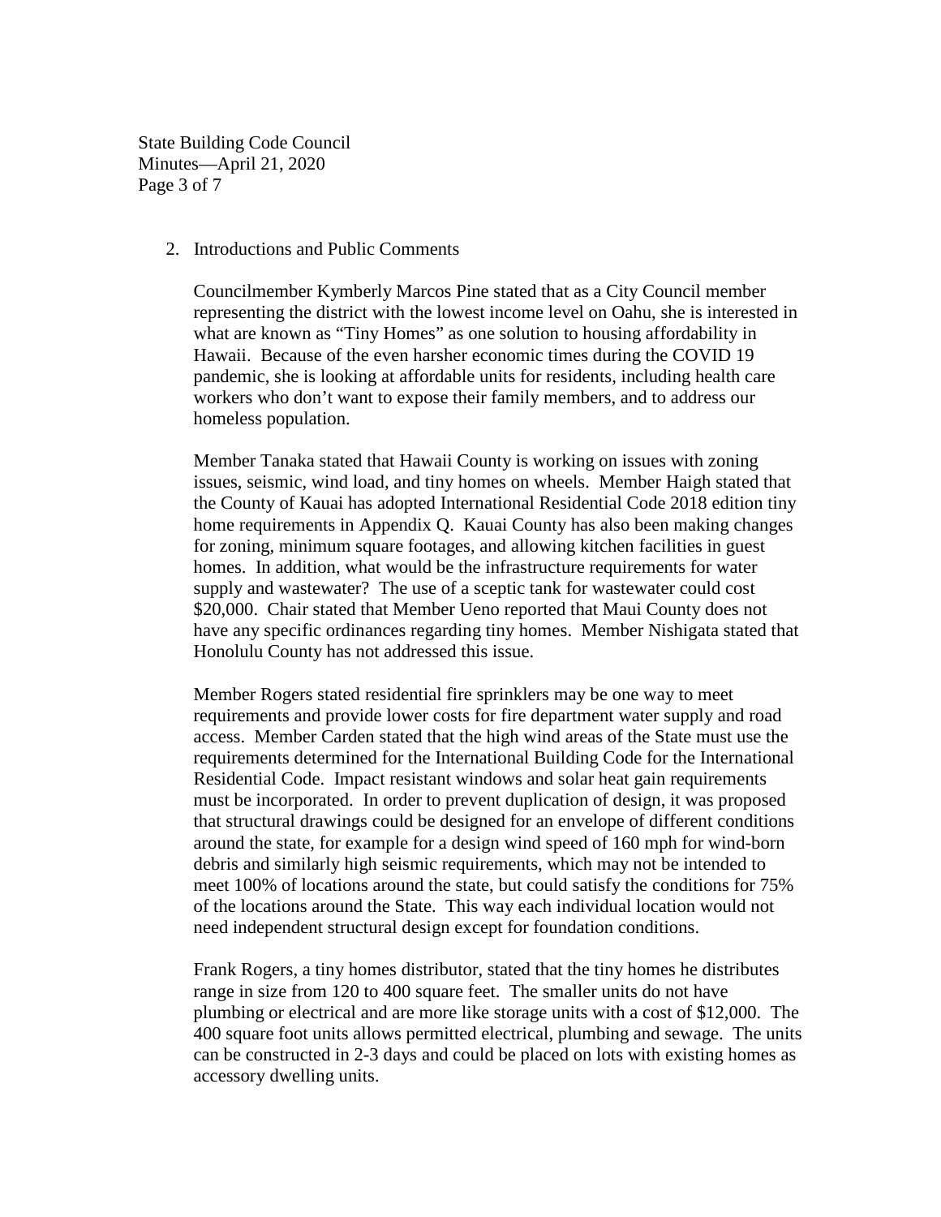2. Introductions and Public Comments

   Councilmember Kymberly Marcos Pine stated that as a City Council member representing the district with the lowest income level on Oahu, she is interested in what are known as "Tiny Homes" as one solution to housing affordability in Hawaii. Because of the even harsher economic times during the COVID 19 pandemic, she is looking at affordable units for residents, including health care workers who don't want to expose their family members, and to address our homeless population.

   Member Tanaka stated that Hawaii County is working on issues with zoning issues, seismic, wind load, and tiny homes on wheels. Member Haigh stated that the County of Kauai has adopted International Residential Code 2018 edition tiny home requirements in Appendix Q. Kauai County has also been making changes for zoning, minimum square footages, and allowing kitchen facilities in guest homes. In addition, what would be the infrastructure requirements for water supply and wastewater? The use of a sceptic tank for wastewater could cost $20,000. Chair stated that Member Ueno reported that Maui County does not have any specific ordinances regarding tiny homes. Member Nishigata stated that Honolulu County has not addressed this issue.

   Member Rogers stated residential fire sprinklers may be one way to meet requirements and provide lower costs for fire department water supply and road access. Member Carden stated that the high wind areas of the State must use the requirements determined for the International Building Code for the International Residential Code. Impact resistant windows and solar heat gain requirements must be incorporated. In order to prevent duplication of design, it was proposed that structural drawings could be designed for an envelope of different conditions around the state, for example for a design wind speed of 160 mph for wind-born debris and similarly high seismic requirements, which may not be intended to meet 100% of locations around the state, but could satisfy the conditions for 75% of the locations around the State. This way each individual location would not need independent structural design except for foundation conditions.

   Frank Rogers, a tiny homes distributor, stated that the tiny homes he distributes range in size from 120 to 400 square feet. The smaller units do not have plumbing or electrical and are more like storage units with a cost of $12,000. The 400 square foot units allows permitted electrical, plumbing and sewage. The units can be constructed in 2-3 days and could be placed on lots with existing homes as accessory dwelling units.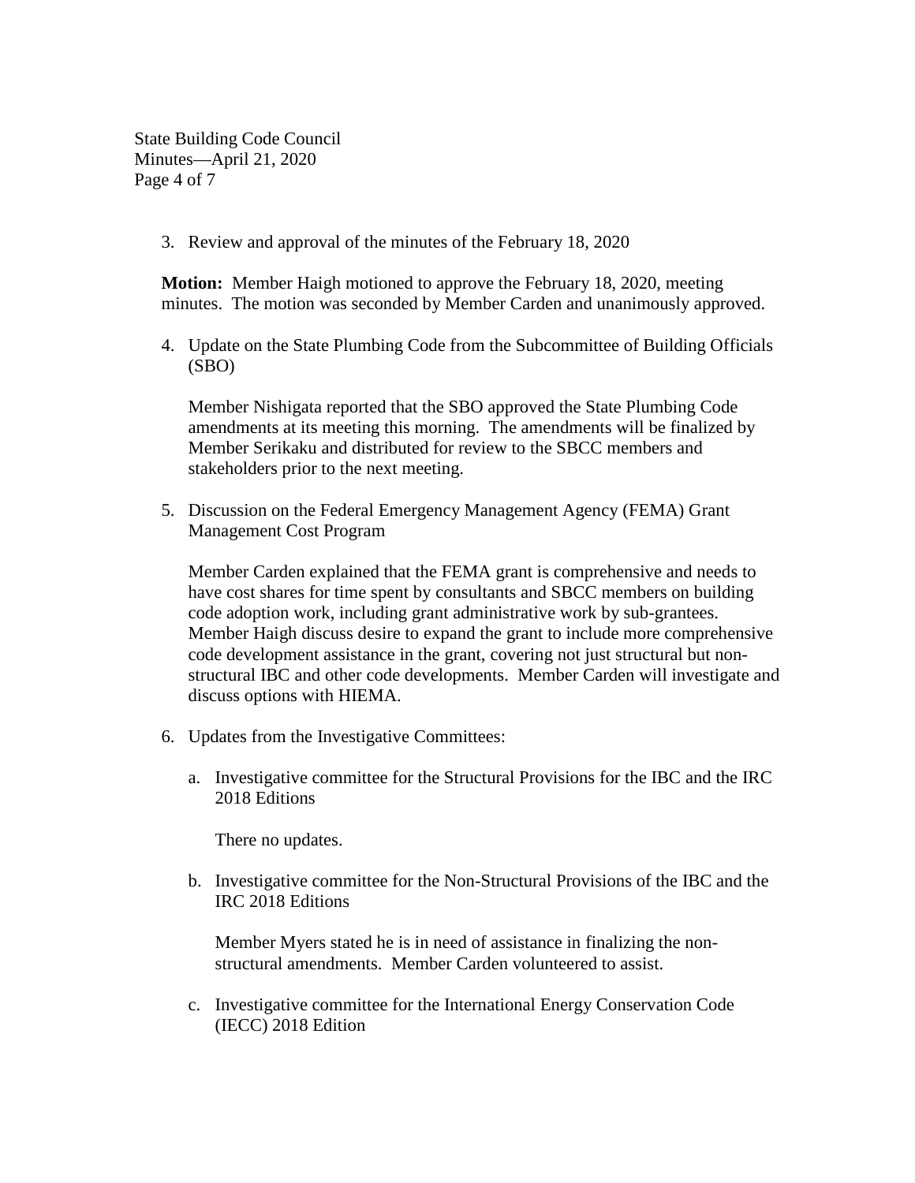3. Review and approval of the minutes of the February 18, 2020

**Motion:** Member Haigh motioned to approve the February 18, 2020, meeting minutes. The motion was seconded by Member Carden and unanimously approved.

4. Update on the State Plumbing Code from the Subcommittee of Building Officials (SBO)

   Member Nishigata reported that the SBO approved the State Plumbing Code amendments at its meeting this morning. The amendments will be finalized by Member Serikaku and distributed for review to the SBCC members and stakeholders prior to the next meeting.

5. Discussion on the Federal Emergency Management Agency (FEMA) Grant Management Cost Program

   Member Carden explained that the FEMA grant is comprehensive and needs to have cost shares for time spent by consultants and SBCC members on building code adoption work, including grant administrative work by sub-grantees. Member Haigh discuss desire to expand the grant to include more comprehensive code development assistance in the grant, covering not just structural but non-structural IBC and other code developments. Member Carden will investigate and discuss options with HIEMA.

6. Updates from the Investigative Committees:

   a. Investigative committee for the Structural Provisions for the IBC and the IRC 2018 Editions

      There no updates.

   b. Investigative committee for the Non-Structural Provisions of the IBC and the IRC 2018 Editions

      Member Myers stated he is in need of assistance in finalizing the non-structural amendments. Member Carden volunteered to assist.

   c. Investigative committee for the International Energy Conservation Code (IECC) 2018 Edition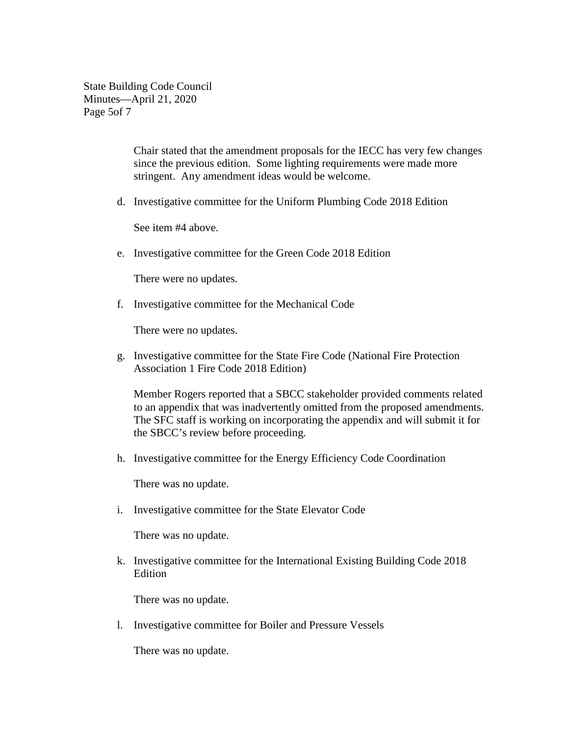Chair stated that the amendment proposals for the IECC has very few changes since the previous edition. Some lighting requirements were made more stringent. Any amendment ideas would be welcome.

d. Investigative committee for the Uniform Plumbing Code 2018 Edition

   See item #4 above.

e. Investigative committee for the Green Code 2018 Edition

   There were no updates.

f. Investigative committee for the Mechanical Code

   There were no updates.

g. Investigative committee for the State Fire Code (National Fire Protection Association 1 Fire Code 2018 Edition)

   Member Rogers reported that a SBCC stakeholder provided comments related to an appendix that was inadvertently omitted from the proposed amendments. The SFC staff is working on incorporating the appendix and will submit it for the SBCC's review before proceeding.

h. Investigative committee for the Energy Efficiency Code Coordination

   There was no update.

i. Investigative committee for the State Elevator Code

   There was no update.

k. Investigative committee for the International Existing Building Code 2018 Edition

   There was no update.

l. Investigative committee for Boiler and Pressure Vessels

   There was no update.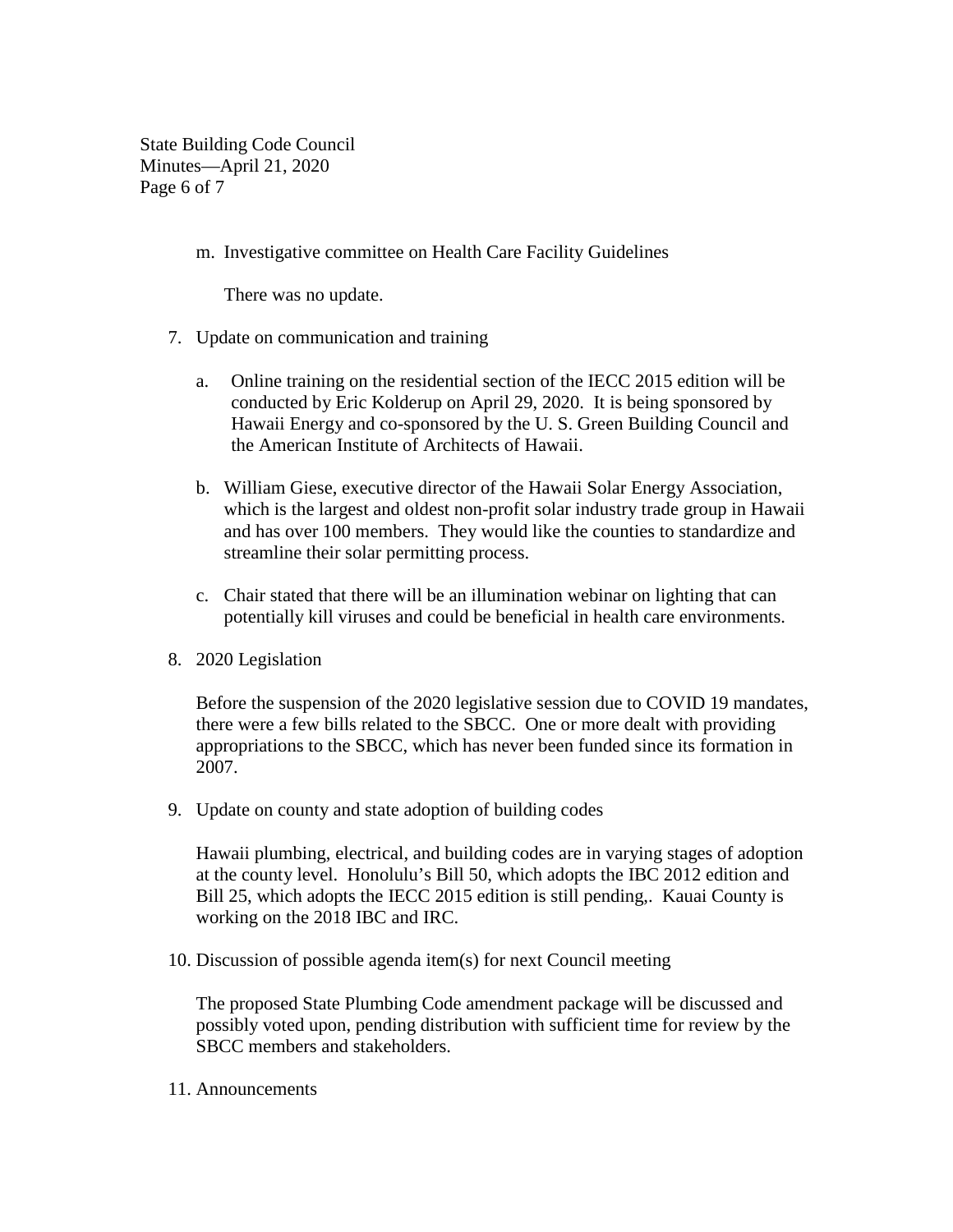m. Investigative committee on Health Care Facility Guidelines

   There was no update.

7. Update on communication and training

   a. Online training on the residential section of the IECC 2015 edition will be conducted by Eric Kolderup on April 29, 2020. It is being sponsored by Hawaii Energy and co-sponsored by the U. S. Green Building Council and the American Institute of Architects of Hawaii.

   b. William Giese, executive director of the Hawaii Solar Energy Association, which is the largest and oldest non-profit solar industry trade group in Hawaii and has over 100 members. They would like the counties to standardize and streamline their solar permitting process.

   c. Chair stated that there will be an illumination webinar on lighting that can potentially kill viruses and could be beneficial in health care environments.

8. 2020 Legislation

   Before the suspension of the 2020 legislative session due to COVID 19 mandates, there were a few bills related to the SBCC. One or more dealt with providing appropriations to the SBCC, which has never been funded since its formation in 2007.

9. Update on county and state adoption of building codes

   Hawaii plumbing, electrical, and building codes are in varying stages of adoption at the county level. Honolulu's Bill 50, which adopts the IBC 2012 edition and Bill 25, which adopts the IECC 2015 edition is still pending,. Kauai County is working on the 2018 IBC and IRC.

10. Discussion of possible agenda item(s) for next Council meeting

    The proposed State Plumbing Code amendment package will be discussed and possibly voted upon, pending distribution with sufficient time for review by the SBCC members and stakeholders.

11. Announcements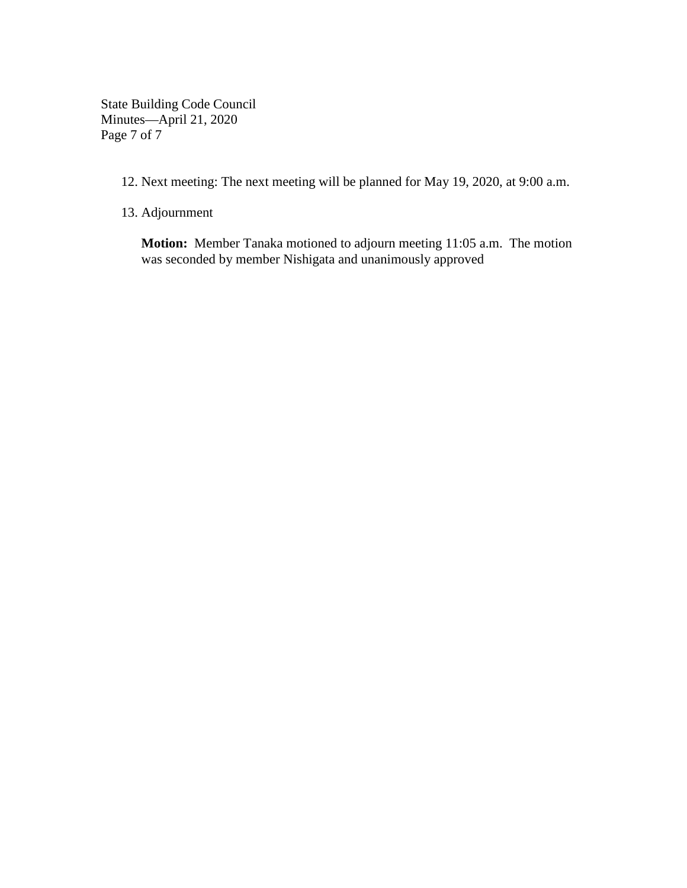12. Next meeting: The next meeting will be planned for May 19, 2020, at 9:00 a.m.

13. Adjournment

    **Motion:** Member Tanaka motioned to adjourn meeting 11:05 a.m. The motion was seconded by member Nishigata and unanimously approved